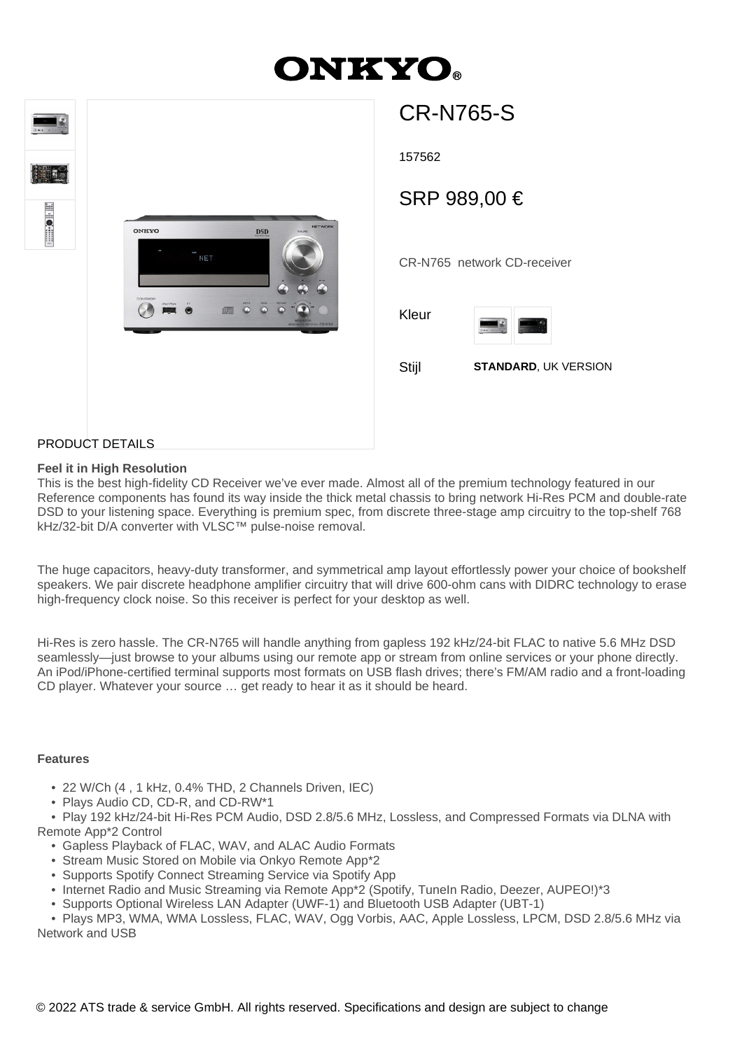# ONKYO

## CR-N765-S

157562

SRP 989,00 €

CR-N765 network CD-receiver

Kleur

Stijl **STANDARD**, UK VERSION

PRODUCT DETAILS

**Feel it in High Resolution**

This is the best high-fidelity CD Receiver we've ever made. Almost all of the premium technology featured in our Reference components has found its way inside the thick metal chassis to bring network Hi-Res PCM and double-rate DSD to your listening space. Everything is premium spec, from discrete three-stage amp circuitry to the top-shelf 768 kHz/32-bit D/A converter with VLSC™ pulse-noise removal.

The huge capacitors, heavy-duty transformer, and symmetrical amp layout effortlessly power your choice of bookshelf speakers. We pair discrete headphone amplifier circuitry that will drive 600-ohm cans with DIDRC technology to erase high-frequency clock noise. So this receiver is perfect for your desktop as well.

Hi-Res is zero hassle. The CR-N765 will handle anything from gapless 192 kHz/24-bit FLAC to native 5.6 MHz DSD seamlessly—just browse to your albums using our remote app or stream from online services or your phone directly. An iPod/iPhone-certified terminal supports most formats on USB flash drives; there's FM/AM radio and a front-loading CD player. Whatever your source … get ready to hear it as it should be heard.

**Features**

- 22 W/Ch (4 , 1 kHz, 0.4% THD, 2 Channels Driven, IEC)
- Plays Audio CD, CD-R, and CD-RW*1
- Play 192 kHz/24-bit Hi-Res PCM Audio, DSD 2.8/5.6 MHz, Lossless, and Compressed Formats via DLNA with Remote App*2 Control
- Gapless Playback of FLAC, WAV, and ALAC Audio Formats
- Stream Music Stored on Mobile via Onkyo Remote App*2
- Supports Spotify Connect Streaming Service via Spotify App
- Internet Radio and Music Streaming via Remote App*2 (Spotify, TuneIn Radio, Deezer, AUPEO!)*3
- Supports Optional Wireless LAN Adapter (UWF-1) and Bluetooth USB Adapter (UBT-1)
- Plays MP3, WMA, WMA Lossless, FLAC, WAV, Ogg Vorbis, AAC, Apple Lossless, LPCM, DSD 2.8/5.6 MHz via Network and USB

© 2022 ATS trade & service GmbH. All rights reserved. Specifications and design are subject to change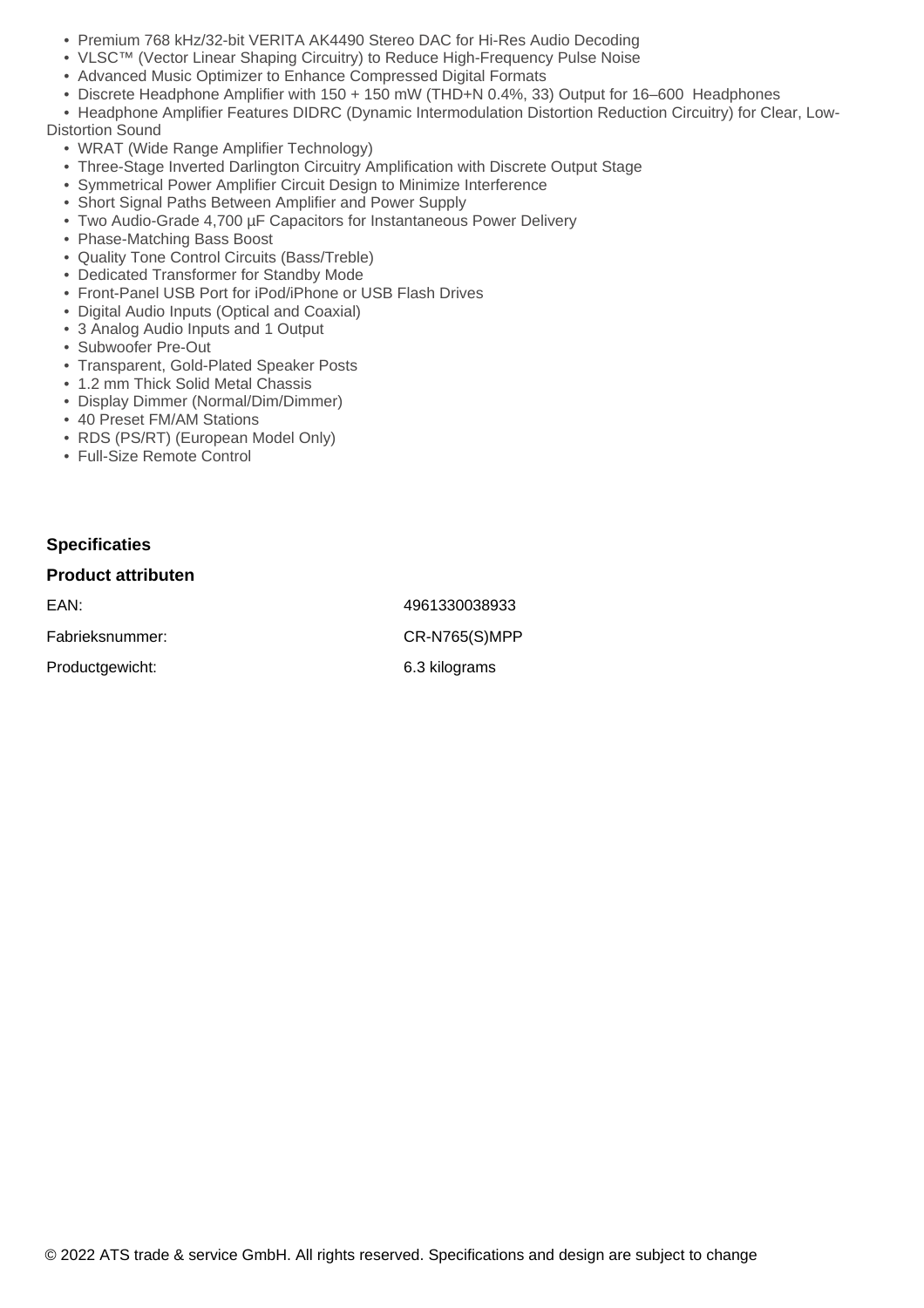- Premium 768 kHz/32-bit VERITA AK4490 Stereo DAC for Hi-Res Audio Decoding
- VLSC™ (Vector Linear Shaping Circuitry) to Reduce High-Frequency Pulse Noise
- Advanced Music Optimizer to Enhance Compressed Digital Formats
- Discrete Headphone Amplifier with 150 + 150 mW (THD+N 0.4%, 33) Output for 16–600  Headphones
- Headphone Amplifier Features DIDRC (Dynamic Intermodulation Distortion Reduction Circuitry) for Clear, Low-Distortion Sound
- WRAT (Wide Range Amplifier Technology)
- Three-Stage Inverted Darlington Circuitry Amplification with Discrete Output Stage
- Symmetrical Power Amplifier Circuit Design to Minimize Interference
- Short Signal Paths Between Amplifier and Power Supply
- Two Audio-Grade 4,700 µF Capacitors for Instantaneous Power Delivery
- Phase-Matching Bass Boost
- Quality Tone Control Circuits (Bass/Treble)
- Dedicated Transformer for Standby Mode
- Front-Panel USB Port for iPod/iPhone or USB Flash Drives
- Digital Audio Inputs (Optical and Coaxial)
- 3 Analog Audio Inputs and 1 Output
- Subwoofer Pre-Out
- Transparent, Gold-Plated Speaker Posts
- 1.2 mm Thick Solid Metal Chassis
- Display Dimmer (Normal/Dim/Dimmer)
- 40 Preset FM/AM Stations
- RDS (PS/RT) (European Model Only)
- Full-Size Remote Control

## Specificaties

### Product attributen

| | |
|---|---|
| EAN: | 4961330038933 |
| Fabrieksnummer: | CR-N765(S)MPP |
| Productgewicht: | 6.3 kilograms |

© 2022 ATS trade & service GmbH. All rights reserved. Specifications and design are subject to change